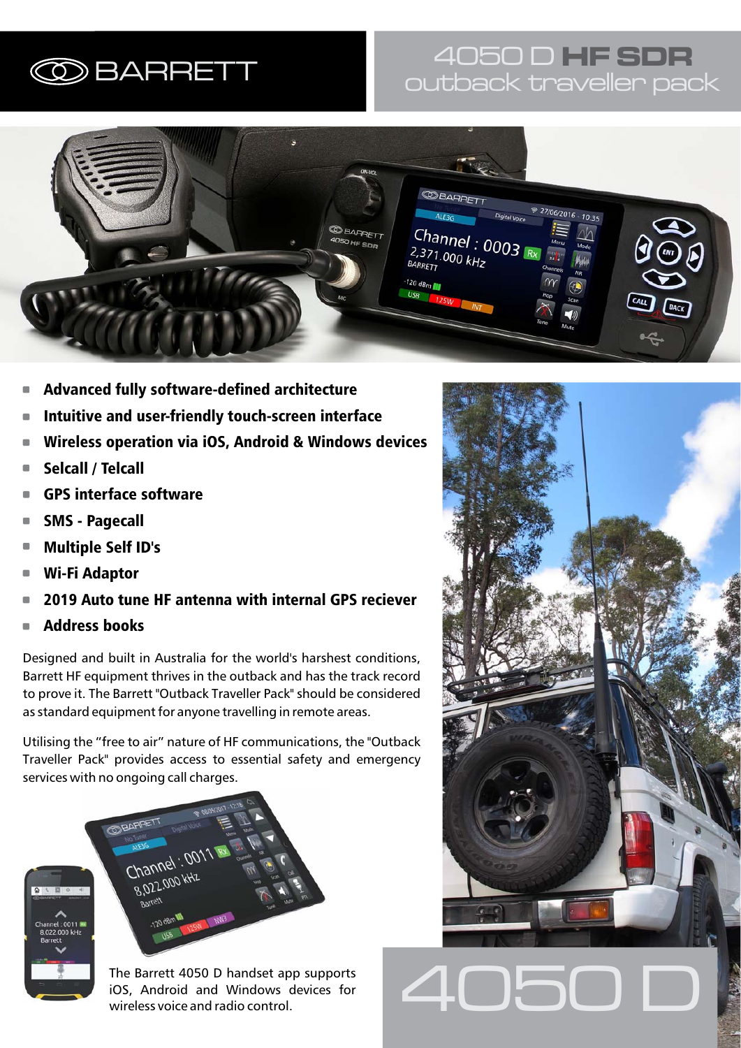BARRETT

# 4050 D HF SDR outback traveller pack

- **Advanced fully software-defined architecture**
- **Intuitive and user-friendly touch-screen interface**
- **Wireless operation via iOS, Android & Windows devices**
- **Selcall / Telcall**
- **GPS interface software**
- **SMS - Pagecall**
- **Multiple Self ID's**
- **Wi-Fi Adaptor**
- **2019 Auto tune HF antenna with internal GPS reciever**
- **Address books**

Designed and built in Australia for the world's harshest conditions, Barrett HF equipment thrives in the outback and has the track record to prove it. The Barrett "Outback Traveller Pack" should be considered as standard equipment for anyone travelling in remote areas.

Utilising the "free to air" nature of HF communications, the "Outback Traveller Pack" provides access to essential safety and emergency services with no ongoing call charges.

The Barrett 4050 D handset app supports iOS, Android and Windows devices for wireless voice and radio control.

4050 D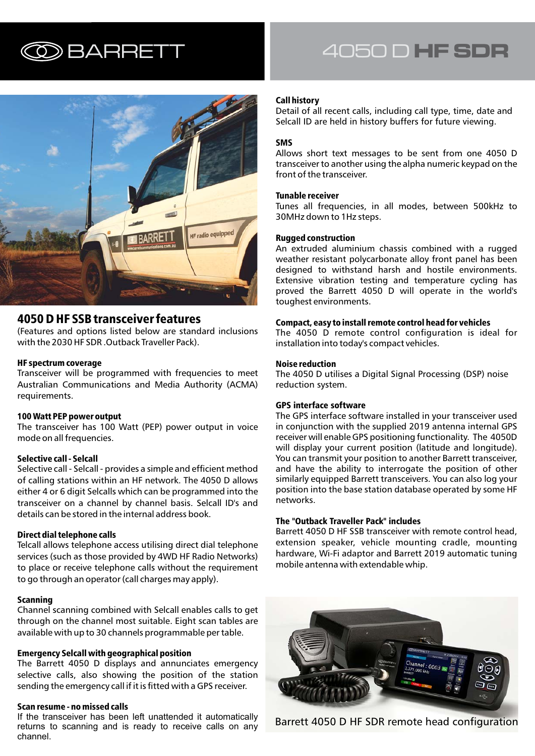# BARRETT

# 4050 D HF SDR

## 4050 D HF SSB transceiver features

(Features and options listed below are standard inclusions with the 2030 HF SDR .Outback Traveller Pack).

**HF spectrum coverage**
Transceiver will be programmed with frequencies to meet Australian Communications and Media Authority (ACMA) requirements.

**100 Watt PEP power output**
The transceiver has 100 Watt (PEP) power output in voice mode on all frequencies.

**Selective call - Selcall**
Selective call - Selcall - provides a simple and efficient method of calling stations within an HF network. The 4050 D allows either 4 or 6 digit Selcalls which can be programmed into the transceiver on a channel by channel basis. Selcall ID's and details can be stored in the internal address book.

**Direct dial telephone calls**
Telcall allows telephone access utilising direct dial telephone services (such as those provided by 4WD HF Radio Networks) to place or receive telephone calls without the requirement to go through an operator (call charges may apply).

**Scanning**
Channel scanning combined with Selcall enables calls to get through on the channel most suitable. Eight scan tables are available with up to 30 channels programmable per table.

**Emergency Selcall with geographical position**
The Barrett 4050 D displays and annunciates emergency selective calls, also showing the position of the station sending the emergency call if it is fitted with a GPS receiver.

**Scan resume - no missed calls**
If the transceiver has been left unattended it automatically returns to scanning and is ready to receive calls on any channel.

**Call history**
Detail of all recent calls, including call type, time, date and Selcall ID are held in history buffers for future viewing.

**SMS**
Allows short text messages to be sent from one 4050 D transceiver to another using the alpha numeric keypad on the front of the transceiver.

**Tunable receiver**
Tunes all frequencies, in all modes, between 500kHz to 30MHz down to 1Hz steps.

**Rugged construction**
An extruded aluminium chassis combined with a rugged weather resistant polycarbonate alloy front panel has been designed to withstand harsh and hostile environments. Extensive vibration testing and temperature cycling has proved the Barrett 4050 D will operate in the world's toughest environments.

**Compact, easy to install remote control head for vehicles**
The 4050 D remote control configuration is ideal for installation into today's compact vehicles.

**Noise reduction**
The 4050 D utilises a Digital Signal Processing (DSP) noise reduction system.

**GPS interface software**
The GPS interface software installed in your transceiver used in conjunction with the supplied 2019 antenna internal GPS receiver will enable GPS positioning functionality. The 4050D will display your current position (latitude and longitude). You can transmit your position to another Barrett transceiver, and have the ability to interrogate the position of other similarly equipped Barrett transceivers. You can also log your position into the base station database operated by some HF networks.

**The "Outback Traveller Pack" includes**
Barrett 4050 D HF SSB transceiver with remote control head, extension speaker, vehicle mounting cradle, mounting hardware, Wi-Fi adaptor and Barrett 2019 automatic tuning mobile antenna with extendable whip.

Barrett 4050 D HF SDR remote head configuration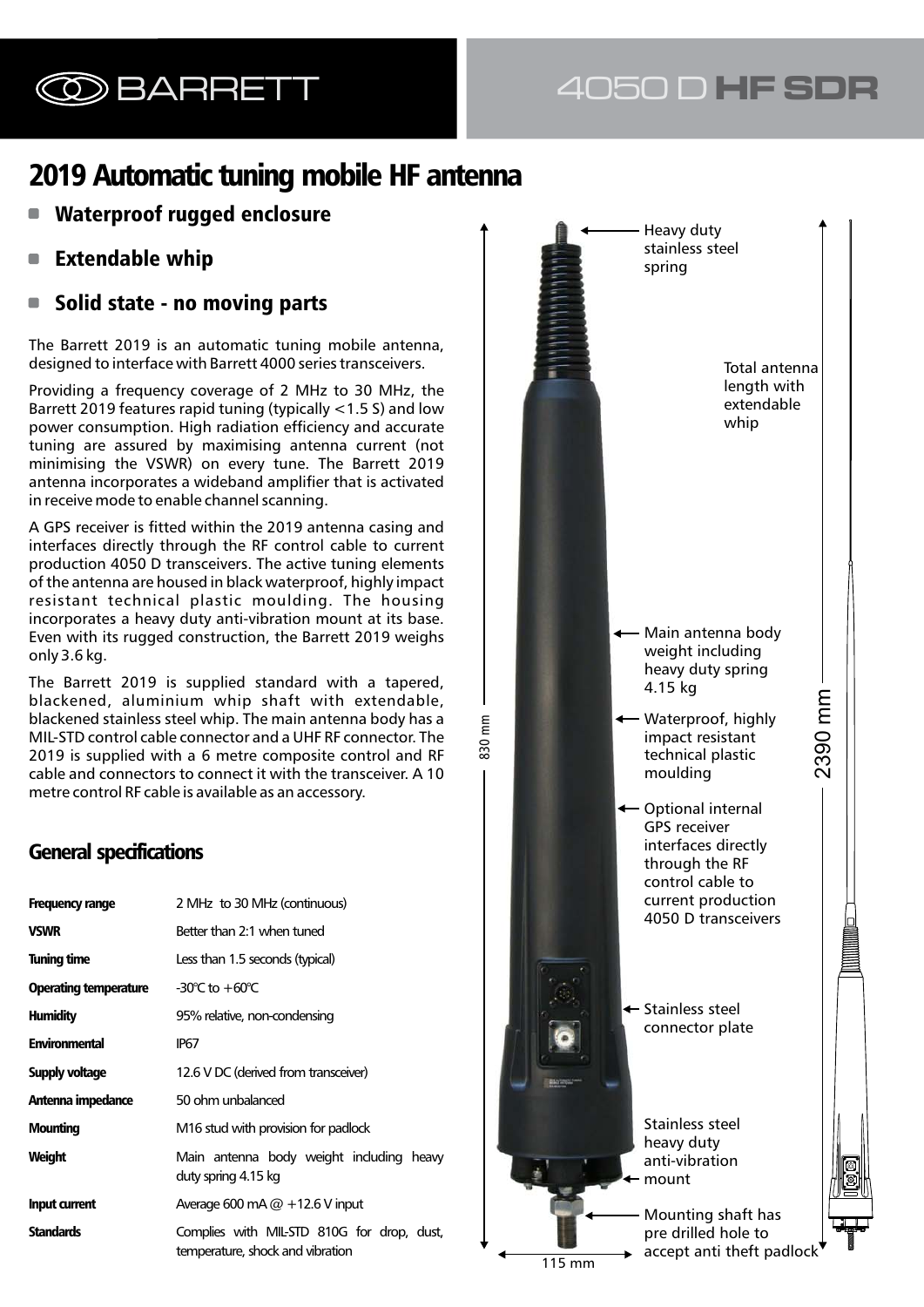# 2019 Automatic tuning mobile HF antenna

- **Waterproof rugged enclosure**
- **Extendable whip**
- **Solid state - no moving parts**

The Barrett 2019 is an automatic tuning mobile antenna, designed to interface with Barrett 4000 series transceivers.

Providing a frequency coverage of 2 MHz to 30 MHz, the Barrett 2019 features rapid tuning (typically <1.5 S) and low power consumption. High radiation efficiency and accurate tuning are assured by maximising antenna current (not minimising the VSWR) on every tune. The Barrett 2019 antenna incorporates a wideband amplifier that is activated in receive mode to enable channel scanning.

A GPS receiver is fitted within the 2019 antenna casing and interfaces directly through the RF control cable to current production 4050 D transceivers. The active tuning elements of the antenna are housed in black waterproof, highly impact resistant technical plastic moulding. The housing incorporates a heavy duty anti-vibration mount at its base. Even with its rugged construction, the Barrett 2019 weighs only 3.6 kg.

The Barrett 2019 is supplied standard with a tapered, blackened, aluminium whip shaft with extendable, blackened stainless steel whip. The main antenna body has a MIL-STD control cable connector and a UHF RF connector. The 2019 is supplied with a 6 metre composite control and RF cable and connectors to connect it with the transceiver. A 10 metre control RF cable is available as an accessory.

Heavy duty stainless steel spring

Total antenna length with extendable whip

Main antenna body weight including heavy duty spring 4.15 kg

Waterproof, highly impact resistant technical plastic moulding

Optional internal GPS receiver interfaces directly through the RF control cable to current production 4050 D transceivers

Stainless steel connector plate

Stainless steel heavy duty anti-vibration mount

Mounting shaft has pre drilled hole to accept anti theft padlock

830 mm

2390 mm

115 mm

## General specifications

| | |
|---|---|
| **Frequency range** | 2 MHz to 30 MHz (continuous) |
| **VSWR** | Better than 2:1 when tuned |
| **Tuning time** | Less than 1.5 seconds (typical) |
| **Operating temperature** | -30°C to +60°C |
| **Humidity** | 95% relative, non-condensing |
| **Environmental** | IP67 |
| **Supply voltage** | 12.6 V DC (derived from transceiver) |
| **Antenna impedance** | 50 ohm unbalanced |
| **Mounting** | M16 stud with provision for padlock |
| **Weight** | Main antenna body weight including heavy duty spring 4.15 kg |
| **Input current** | Average 600 mA @ +12.6 V input |
| **Standards** | Complies with MIL-STD 810G for drop, dust, temperature, shock and vibration |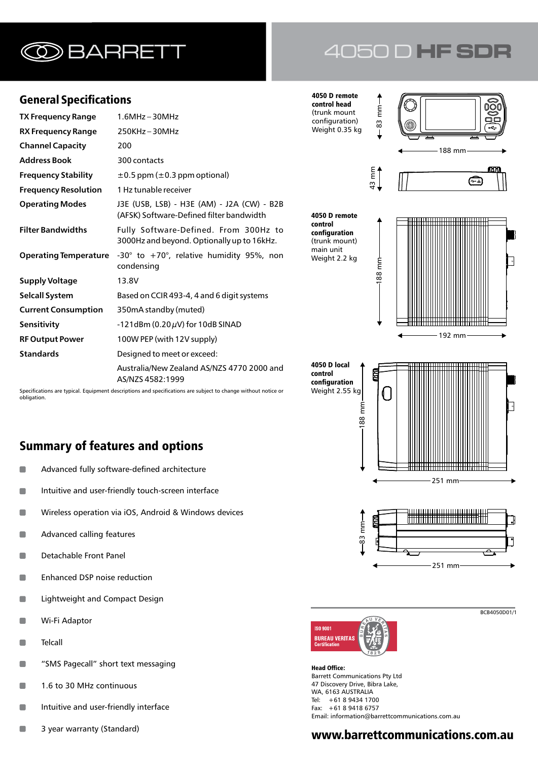# BARRETT

# 4050 D HF SDR

## General Specifications

| | |
|---|---|
| **TX Frequency Range** | 1.6MHz – 30MHz |
| **RX Frequency Range** | 250KHz – 30MHz |
| **Channel Capacity** | 200 |
| **Address Book** | 300 contacts |
| **Frequency Stability** | ±0.5 ppm (±0.3 ppm optional) |
| **Frequency Resolution** | 1 Hz tunable receiver |
| **Operating Modes** | J3E (USB, LSB) - H3E (AM) - J2A (CW) - B2B (AFSK) Software-Defined filter bandwidth |
| **Filter Bandwidths** | Fully Software-Defined. From 300Hz to 3000Hz and beyond. Optionally up to 16kHz. |
| **Operating Temperature** | -30° to +70°, relative humidity 95%, non condensing |
| **Supply Voltage** | 13.8V |
| **Selcall System** | Based on CCIR 493-4, 4 and 6 digit systems |
| **Current Consumption** | 350mA standby (muted) |
| **Sensitivity** | -121dBm (0.20 $\mu$V) for 10dB SINAD |
| **RF Output Power** | 100W PEP (with 12V supply) |
| **Standards** | Designed to meet or exceed: |
| | Australia/New Zealand AS/NZS 4770 2000 and AS/NZS 4582:1999 |

Specifications are typical. Equipment descriptions and specifications are subject to change without notice or obligation.

## Summary of features and options

- Advanced fully software-defined architecture
- Intuitive and user-friendly touch-screen interface
- Wireless operation via iOS, Android & Windows devices
- Advanced calling features
- Detachable Front Panel
- Enhanced DSP noise reduction
- Lightweight and Compact Design
- Wi-Fi Adaptor
- Telcall
- "SMS Pagecall" short text messaging
- 1.6 to 30 MHz continuous
- Intuitive and user-friendly interface
- 3 year warranty (Standard)

**4050 D remote control head** (trunk mount configuration) Weight 0.35 kg

83 mm
188 mm
43 mm

**4050 D remote control configuration** (trunk mount) main unit Weight 2.2 kg

188 mm
192 mm

**4050 D local control configuration** Weight 2.55 kg

188 mm
251 mm
83 mm
251 mm

BCB4050D01/1

ISO 9001
BUREAU VERITAS
Certification

**Head Office:**
Barrett Communications Pty Ltd
47 Discovery Drive, Bibra Lake,
WA, 6163 AUSTRALIA
Tel: +61 8 9434 1700
Fax: +61 8 9418 6757
Email: information@barrettcommunications.com.au

**www.barrettcommunications.com.au**